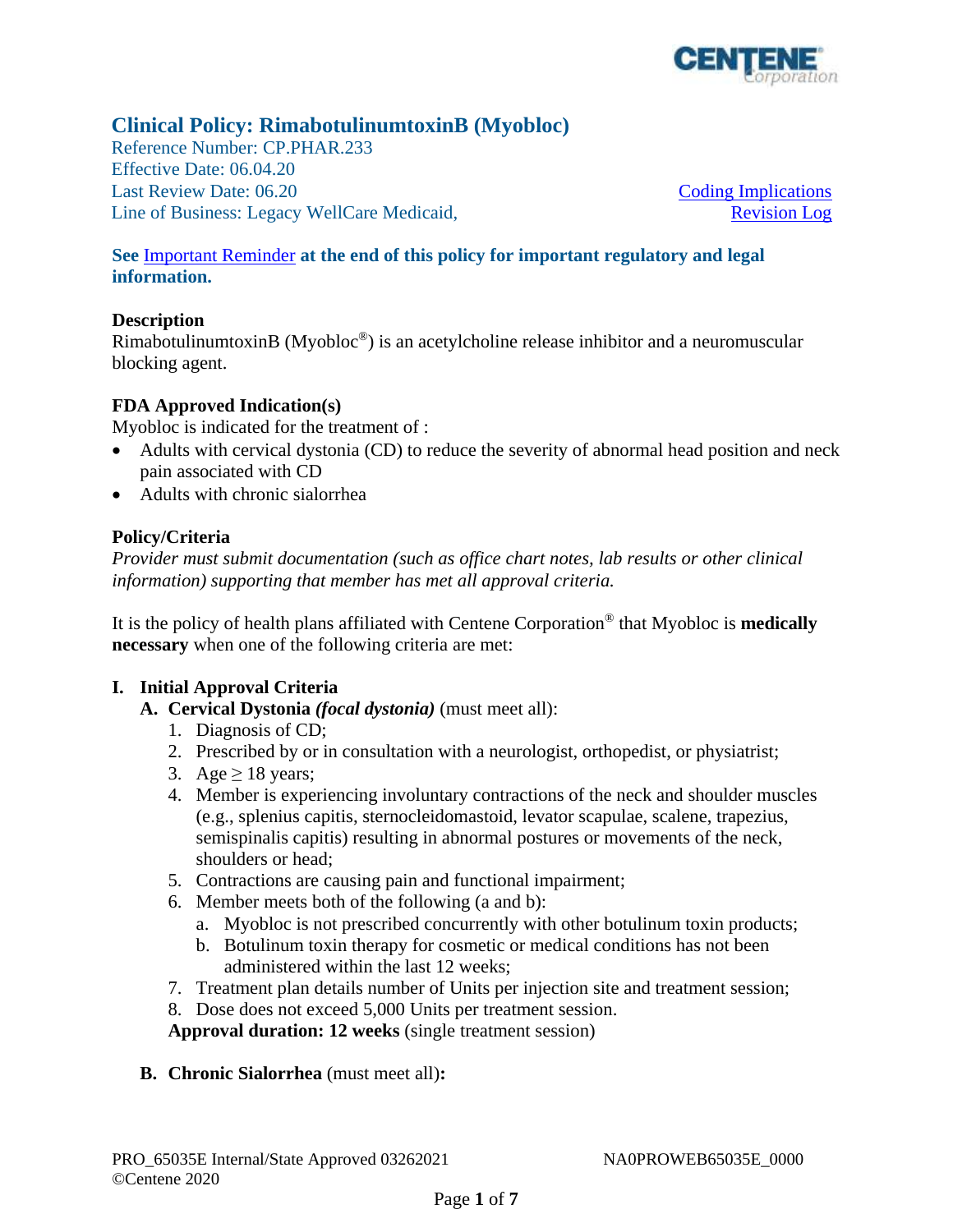# Clinical Policy: RimabotulinumtoxinB (Myobloc)

Reference Number: CP.PHAR.233
Effective Date: 06.04.20
Last Review Date: 06.20
Line of Business: Legacy WellCare Medicaid,

Coding Implications
Revision Log

**See Important Reminder at the end of this policy for important regulatory and legal information.**

## Description

RimabotulinumtoxinB (Myobloc®) is an acetylcholine release inhibitor and a neuromuscular blocking agent.

## FDA Approved Indication(s)

Myobloc is indicated for the treatment of :

- Adults with cervical dystonia (CD) to reduce the severity of abnormal head position and neck pain associated with CD
- Adults with chronic sialorrhea

## Policy/Criteria

*Provider must submit documentation (such as office chart notes, lab results or other clinical information) supporting that member has met all approval criteria.*

It is the policy of health plans affiliated with Centene Corporation® that Myobloc is **medically necessary** when one of the following criteria are met:

**I. Initial Approval Criteria**

**A. Cervical Dystonia *(focal dystonia)*** (must meet all):

1. Diagnosis of CD;
2. Prescribed by or in consultation with a neurologist, orthopedist, or physiatrist;
3. Age ≥ 18 years;
4. Member is experiencing involuntary contractions of the neck and shoulder muscles (e.g., splenius capitis, sternocleidomastoid, levator scapulae, scalene, trapezius, semispinalis capitis) resulting in abnormal postures or movements of the neck, shoulders or head;
5. Contractions are causing pain and functional impairment;
6. Member meets both of the following (a and b):
   a. Myobloc is not prescribed concurrently with other botulinum toxin products;
   b. Botulinum toxin therapy for cosmetic or medical conditions has not been administered within the last 12 weeks;
7. Treatment plan details number of Units per injection site and treatment session;
8. Dose does not exceed 5,000 Units per treatment session.

**Approval duration: 12 weeks** (single treatment session)

**B. Chronic Sialorrhea** (must meet all)**:**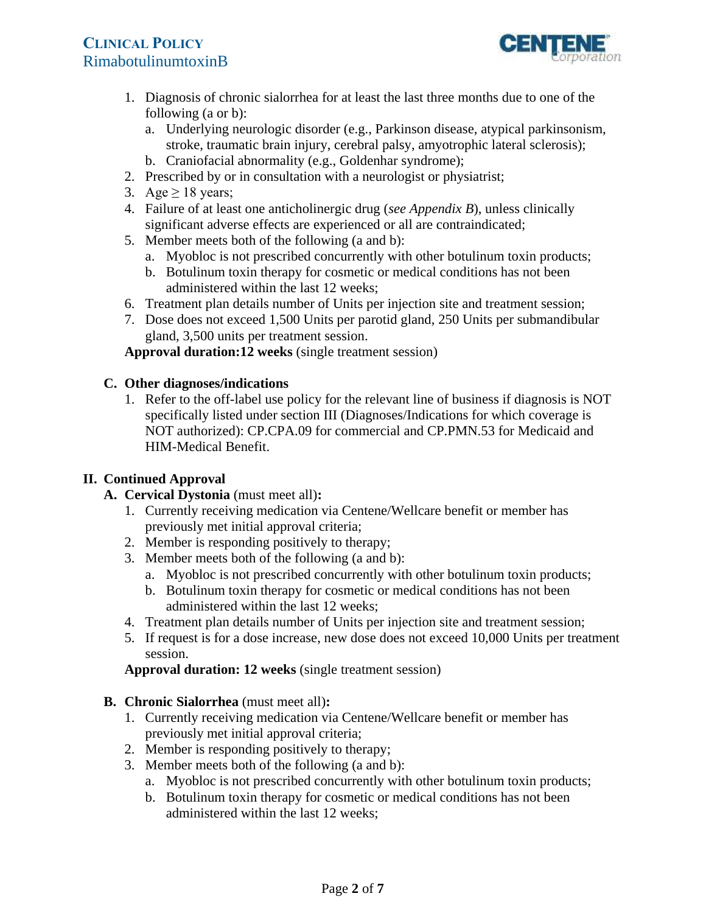1. Diagnosis of chronic sialorrhea for at least the last three months due to one of the following (a or b):
   a. Underlying neurologic disorder (e.g., Parkinson disease, atypical parkinsonism, stroke, traumatic brain injury, cerebral palsy, amyotrophic lateral sclerosis);
   b. Craniofacial abnormality (e.g., Goldenhar syndrome);
2. Prescribed by or in consultation with a neurologist or physiatrist;
3. Age ≥ 18 years;
4. Failure of at least one anticholinergic drug (*see Appendix B*), unless clinically significant adverse effects are experienced or all are contraindicated;
5. Member meets both of the following (a and b):
   a. Myobloc is not prescribed concurrently with other botulinum toxin products;
   b. Botulinum toxin therapy for cosmetic or medical conditions has not been administered within the last 12 weeks;
6. Treatment plan details number of Units per injection site and treatment session;
7. Dose does not exceed 1,500 Units per parotid gland, 250 Units per submandibular gland, 3,500 units per treatment session.

**Approval duration:12 weeks** (single treatment session)

**C. Other diagnoses/indications**

1. Refer to the off-label use policy for the relevant line of business if diagnosis is NOT specifically listed under section III (Diagnoses/Indications for which coverage is NOT authorized): CP.CPA.09 for commercial and CP.PMN.53 for Medicaid and HIM-Medical Benefit.

## II. Continued Approval

**A. Cervical Dystonia** (must meet all)**:**

1. Currently receiving medication via Centene/Wellcare benefit or member has previously met initial approval criteria;
2. Member is responding positively to therapy;
3. Member meets both of the following (a and b):
   a. Myobloc is not prescribed concurrently with other botulinum toxin products;
   b. Botulinum toxin therapy for cosmetic or medical conditions has not been administered within the last 12 weeks;
4. Treatment plan details number of Units per injection site and treatment session;
5. If request is for a dose increase, new dose does not exceed 10,000 Units per treatment session.

**Approval duration: 12 weeks** (single treatment session)

**B. Chronic Sialorrhea** (must meet all)**:**

1. Currently receiving medication via Centene/Wellcare benefit or member has previously met initial approval criteria;
2. Member is responding positively to therapy;
3. Member meets both of the following (a and b):
   a. Myobloc is not prescribed concurrently with other botulinum toxin products;
   b. Botulinum toxin therapy for cosmetic or medical conditions has not been administered within the last 12 weeks;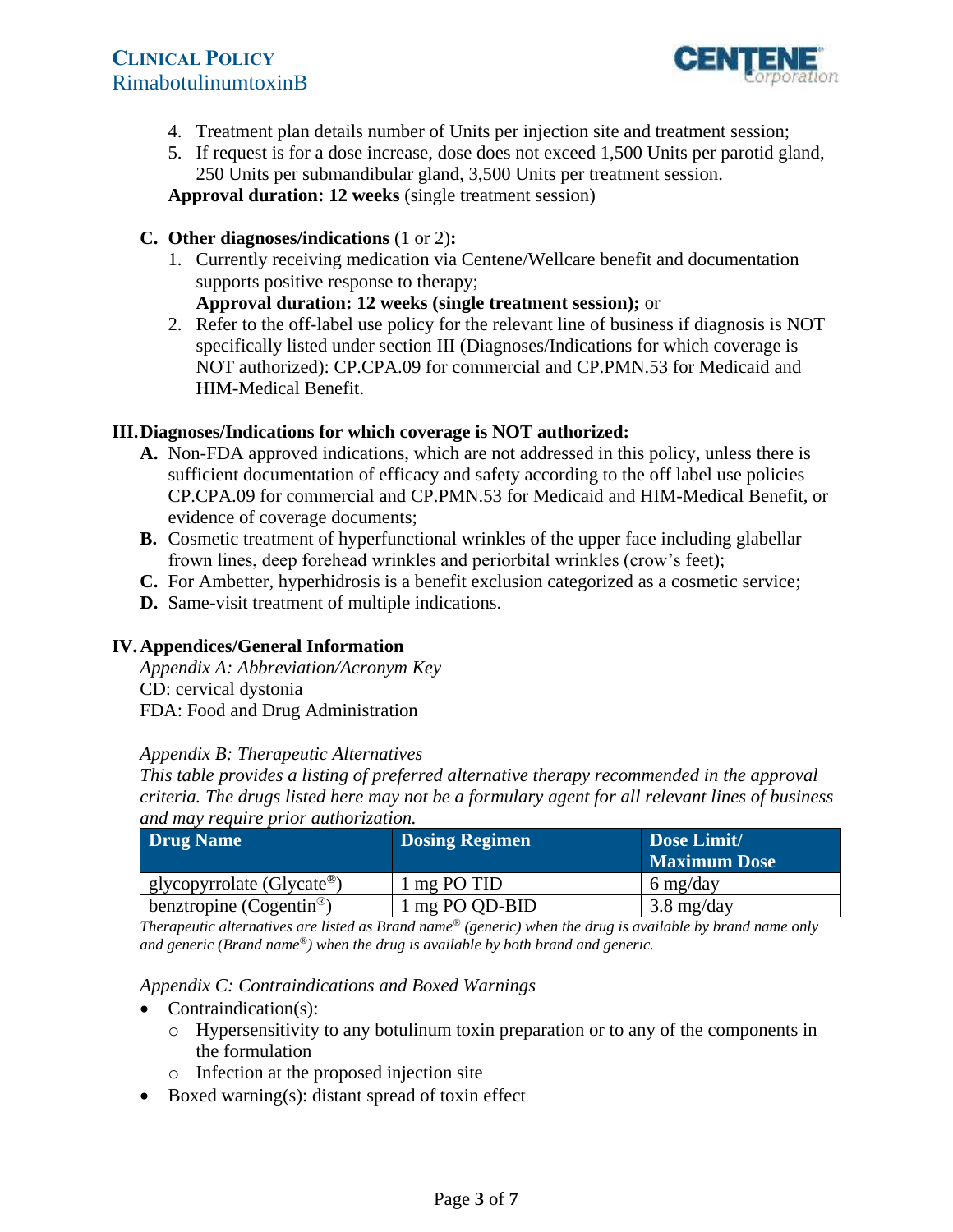4. Treatment plan details number of Units per injection site and treatment session;
5. If request is for a dose increase, dose does not exceed 1,500 Units per parotid gland, 250 Units per submandibular gland, 3,500 Units per treatment session.

**Approval duration: 12 weeks** (single treatment session)

**C. Other diagnoses/indications** (1 or 2)**:**

1. Currently receiving medication via Centene/Wellcare benefit and documentation supports positive response to therapy;
   **Approval duration: 12 weeks (single treatment session);** or
2. Refer to the off-label use policy for the relevant line of business if diagnosis is NOT specifically listed under section III (Diagnoses/Indications for which coverage is NOT authorized): CP.CPA.09 for commercial and CP.PMN.53 for Medicaid and HIM-Medical Benefit.

## III. Diagnoses/Indications for which coverage is NOT authorized:

**A.** Non-FDA approved indications, which are not addressed in this policy, unless there is sufficient documentation of efficacy and safety according to the off label use policies – CP.CPA.09 for commercial and CP.PMN.53 for Medicaid and HIM-Medical Benefit, or evidence of coverage documents;

**B.** Cosmetic treatment of hyperfunctional wrinkles of the upper face including glabellar frown lines, deep forehead wrinkles and periorbital wrinkles (crow's feet);

**C.** For Ambetter, hyperhidrosis is a benefit exclusion categorized as a cosmetic service;

**D.** Same-visit treatment of multiple indications.

## IV. Appendices/General Information

*Appendix A: Abbreviation/Acronym Key*

CD: cervical dystonia

FDA: Food and Drug Administration

*Appendix B: Therapeutic Alternatives*

*This table provides a listing of preferred alternative therapy recommended in the approval criteria. The drugs listed here may not be a formulary agent for all relevant lines of business and may require prior authorization.*

| Drug Name | Dosing Regimen | Dose Limit/ Maximum Dose |
|---|---|---|
| glycopyrrolate (Glycate®) | 1 mg PO TID | 6 mg/day |
| benztropine (Cogentin®) | 1 mg PO QD-BID | 3.8 mg/day |

*Therapeutic alternatives are listed as Brand name® (generic) when the drug is available by brand name only and generic (Brand name®) when the drug is available by both brand and generic.*

*Appendix C: Contraindications and Boxed Warnings*

- Contraindication(s):
  - Hypersensitivity to any botulinum toxin preparation or to any of the components in the formulation
  - Infection at the proposed injection site
- Boxed warning(s): distant spread of toxin effect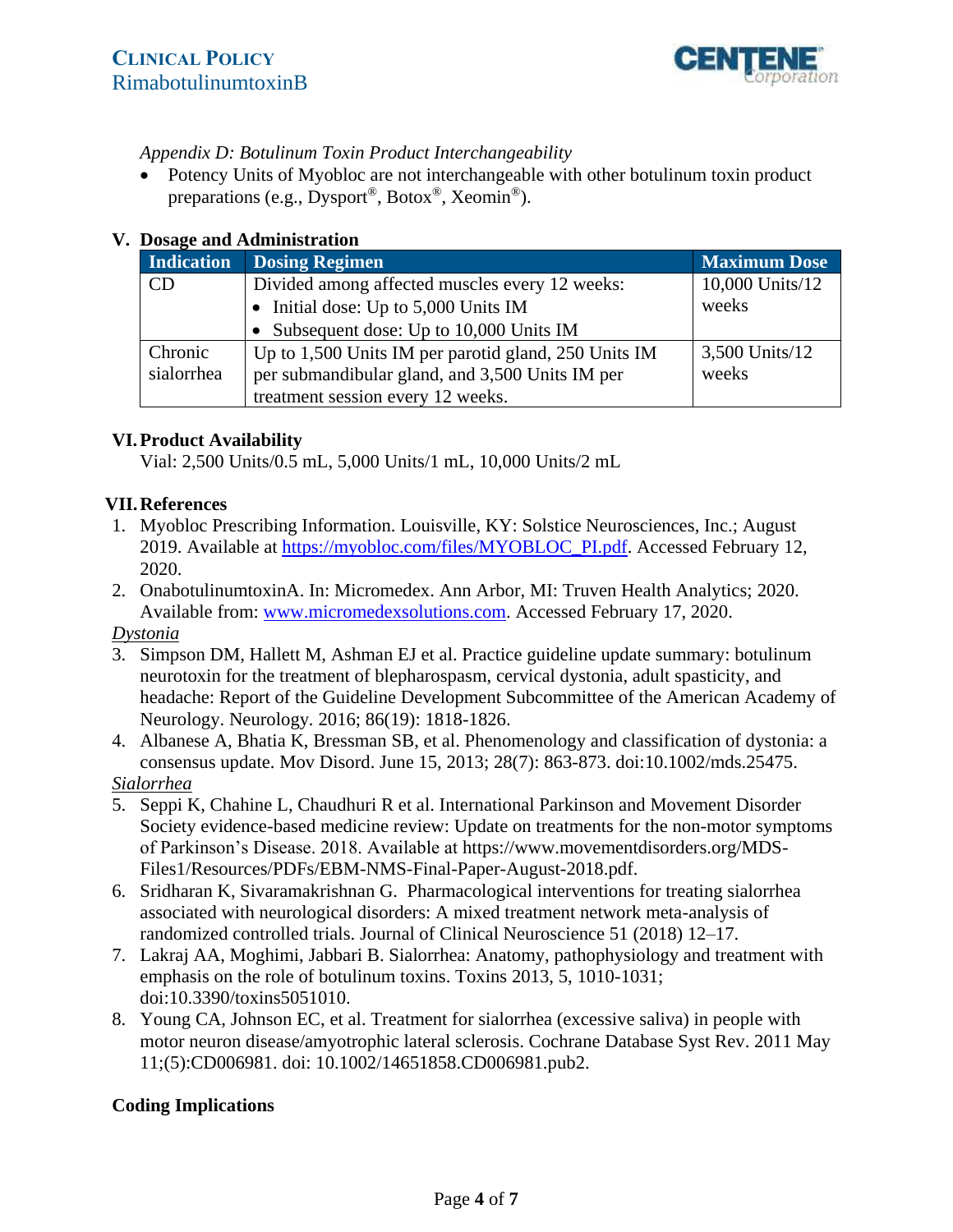*Appendix D: Botulinum Toxin Product Interchangeability*

- Potency Units of Myobloc are not interchangeable with other botulinum toxin product preparations (e.g., Dysport®, Botox®, Xeomin®).

## V. Dosage and Administration

| Indication | Dosing Regimen | Maximum Dose |
|---|---|---|
| CD | Divided among affected muscles every 12 weeks:<br>• Initial dose: Up to 5,000 Units IM<br>• Subsequent dose: Up to 10,000 Units IM | 10,000 Units/12 weeks |
| Chronic sialorrhea | Up to 1,500 Units IM per parotid gland, 250 Units IM per submandibular gland, and 3,500 Units IM per treatment session every 12 weeks. | 3,500 Units/12 weeks |

## VI. Product Availability

Vial: 2,500 Units/0.5 mL, 5,000 Units/1 mL, 10,000 Units/2 mL

## VII. References

1. Myobloc Prescribing Information. Louisville, KY: Solstice Neurosciences, Inc.; August 2019. Available at https://myobloc.com/files/MYOBLOC_PI.pdf. Accessed February 12, 2020.
2. OnabotulinumtoxinA. In: Micromedex. Ann Arbor, MI: Truven Health Analytics; 2020. Available from: www.micromedexsolutions.com. Accessed February 17, 2020.

*Dystonia*

3. Simpson DM, Hallett M, Ashman EJ et al. Practice guideline update summary: botulinum neurotoxin for the treatment of blepharospasm, cervical dystonia, adult spasticity, and headache: Report of the Guideline Development Subcommittee of the American Academy of Neurology. Neurology. 2016; 86(19): 1818-1826.
4. Albanese A, Bhatia K, Bressman SB, et al. Phenomenology and classification of dystonia: a consensus update. Mov Disord. June 15, 2013; 28(7): 863-873. doi:10.1002/mds.25475.

*Sialorrhea*

5. Seppi K, Chahine L, Chaudhuri R et al. International Parkinson and Movement Disorder Society evidence-based medicine review: Update on treatments for the non-motor symptoms of Parkinson's Disease. 2018. Available at https://www.movementdisorders.org/MDS-Files1/Resources/PDFs/EBM-NMS-Final-Paper-August-2018.pdf.
6. Sridharan K, Sivaramakrishnan G. Pharmacological interventions for treating sialorrhea associated with neurological disorders: A mixed treatment network meta-analysis of randomized controlled trials. Journal of Clinical Neuroscience 51 (2018) 12–17.
7. Lakraj AA, Moghimi, Jabbari B. Sialorrhea: Anatomy, pathophysiology and treatment with emphasis on the role of botulinum toxins. Toxins 2013, 5, 1010-1031; doi:10.3390/toxins5051010.
8. Young CA, Johnson EC, et al. Treatment for sialorrhea (excessive saliva) in people with motor neuron disease/amyotrophic lateral sclerosis. Cochrane Database Syst Rev. 2011 May 11;(5):CD006981. doi: 10.1002/14651858.CD006981.pub2.

**Coding Implications**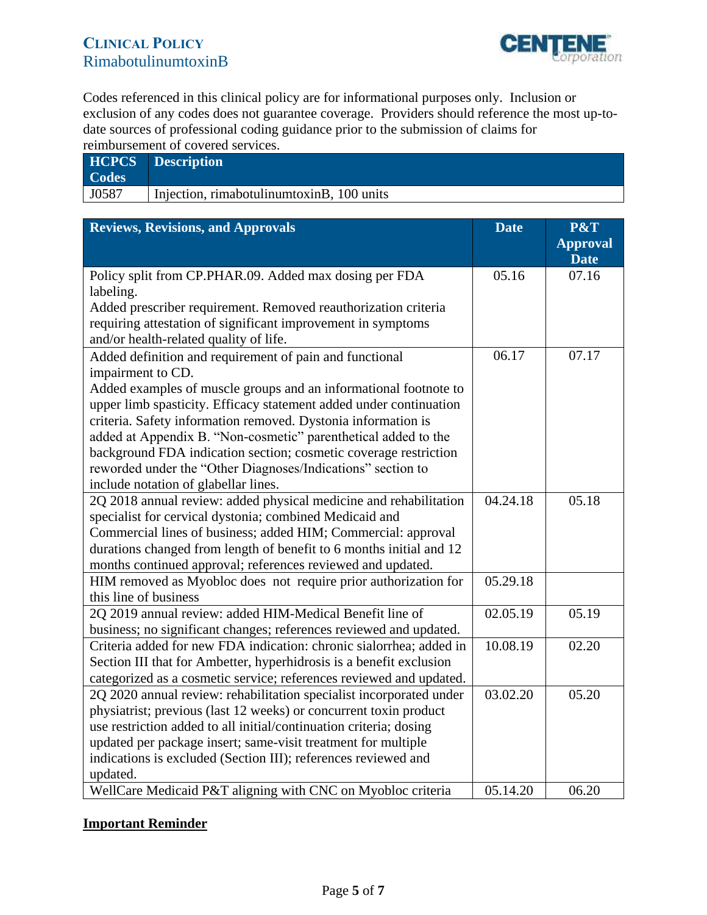Codes referenced in this clinical policy are for informational purposes only. Inclusion or exclusion of any codes does not guarantee coverage. Providers should reference the most up-to-date sources of professional coding guidance prior to the submission of claims for reimbursement of covered services.

| HCPCS Codes | Description |
|---|---|
| J0587 | Injection, rimabotulinumtoxinB, 100 units |

| Reviews, Revisions, and Approvals | Date | P&T Approval Date |
|---|---|---|
| Policy split from CP.PHAR.09. Added max dosing per FDA labeling. Added prescriber requirement. Removed reauthorization criteria requiring attestation of significant improvement in symptoms and/or health-related quality of life. | 05.16 | 07.16 |
| Added definition and requirement of pain and functional impairment to CD. Added examples of muscle groups and an informational footnote to upper limb spasticity. Efficacy statement added under continuation criteria. Safety information removed. Dystonia information is added at Appendix B. "Non-cosmetic" parenthetical added to the background FDA indication section; cosmetic coverage restriction reworded under the "Other Diagnoses/Indications" section to include notation of glabellar lines. | 06.17 | 07.17 |
| 2Q 2018 annual review: added physical medicine and rehabilitation specialist for cervical dystonia; combined Medicaid and Commercial lines of business; added HIM; Commercial: approval durations changed from length of benefit to 6 months initial and 12 months continued approval; references reviewed and updated. | 04.24.18 | 05.18 |
| HIM removed as Myobloc does not require prior authorization for this line of business | 05.29.18 | |
| 2Q 2019 annual review: added HIM-Medical Benefit line of business; no significant changes; references reviewed and updated. | 02.05.19 | 05.19 |
| Criteria added for new FDA indication: chronic sialorrhea; added in Section III that for Ambetter, hyperhidrosis is a benefit exclusion categorized as a cosmetic service; references reviewed and updated. | 10.08.19 | 02.20 |
| 2Q 2020 annual review: rehabilitation specialist incorporated under physiatrist; previous (last 12 weeks) or concurrent toxin product use restriction added to all initial/continuation criteria; dosing updated per package insert; same-visit treatment for multiple indications is excluded (Section III); references reviewed and updated. | 03.02.20 | 05.20 |
| WellCare Medicaid P&T aligning with CNC on Myobloc criteria | 05.14.20 | 06.20 |

**Important Reminder**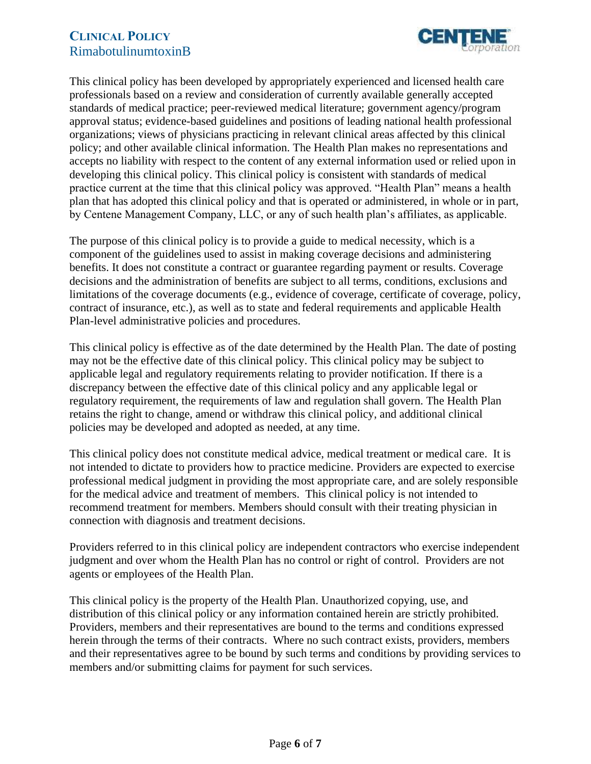This clinical policy has been developed by appropriately experienced and licensed health care professionals based on a review and consideration of currently available generally accepted standards of medical practice; peer-reviewed medical literature; government agency/program approval status; evidence-based guidelines and positions of leading national health professional organizations; views of physicians practicing in relevant clinical areas affected by this clinical policy; and other available clinical information. The Health Plan makes no representations and accepts no liability with respect to the content of any external information used or relied upon in developing this clinical policy. This clinical policy is consistent with standards of medical practice current at the time that this clinical policy was approved. "Health Plan" means a health plan that has adopted this clinical policy and that is operated or administered, in whole or in part, by Centene Management Company, LLC, or any of such health plan's affiliates, as applicable.

The purpose of this clinical policy is to provide a guide to medical necessity, which is a component of the guidelines used to assist in making coverage decisions and administering benefits. It does not constitute a contract or guarantee regarding payment or results. Coverage decisions and the administration of benefits are subject to all terms, conditions, exclusions and limitations of the coverage documents (e.g., evidence of coverage, certificate of coverage, policy, contract of insurance, etc.), as well as to state and federal requirements and applicable Health Plan-level administrative policies and procedures.

This clinical policy is effective as of the date determined by the Health Plan. The date of posting may not be the effective date of this clinical policy. This clinical policy may be subject to applicable legal and regulatory requirements relating to provider notification. If there is a discrepancy between the effective date of this clinical policy and any applicable legal or regulatory requirement, the requirements of law and regulation shall govern. The Health Plan retains the right to change, amend or withdraw this clinical policy, and additional clinical policies may be developed and adopted as needed, at any time.

This clinical policy does not constitute medical advice, medical treatment or medical care. It is not intended to dictate to providers how to practice medicine. Providers are expected to exercise professional medical judgment in providing the most appropriate care, and are solely responsible for the medical advice and treatment of members. This clinical policy is not intended to recommend treatment for members. Members should consult with their treating physician in connection with diagnosis and treatment decisions.

Providers referred to in this clinical policy are independent contractors who exercise independent judgment and over whom the Health Plan has no control or right of control. Providers are not agents or employees of the Health Plan.

This clinical policy is the property of the Health Plan. Unauthorized copying, use, and distribution of this clinical policy or any information contained herein are strictly prohibited. Providers, members and their representatives are bound to the terms and conditions expressed herein through the terms of their contracts. Where no such contract exists, providers, members and their representatives agree to be bound by such terms and conditions by providing services to members and/or submitting claims for payment for such services.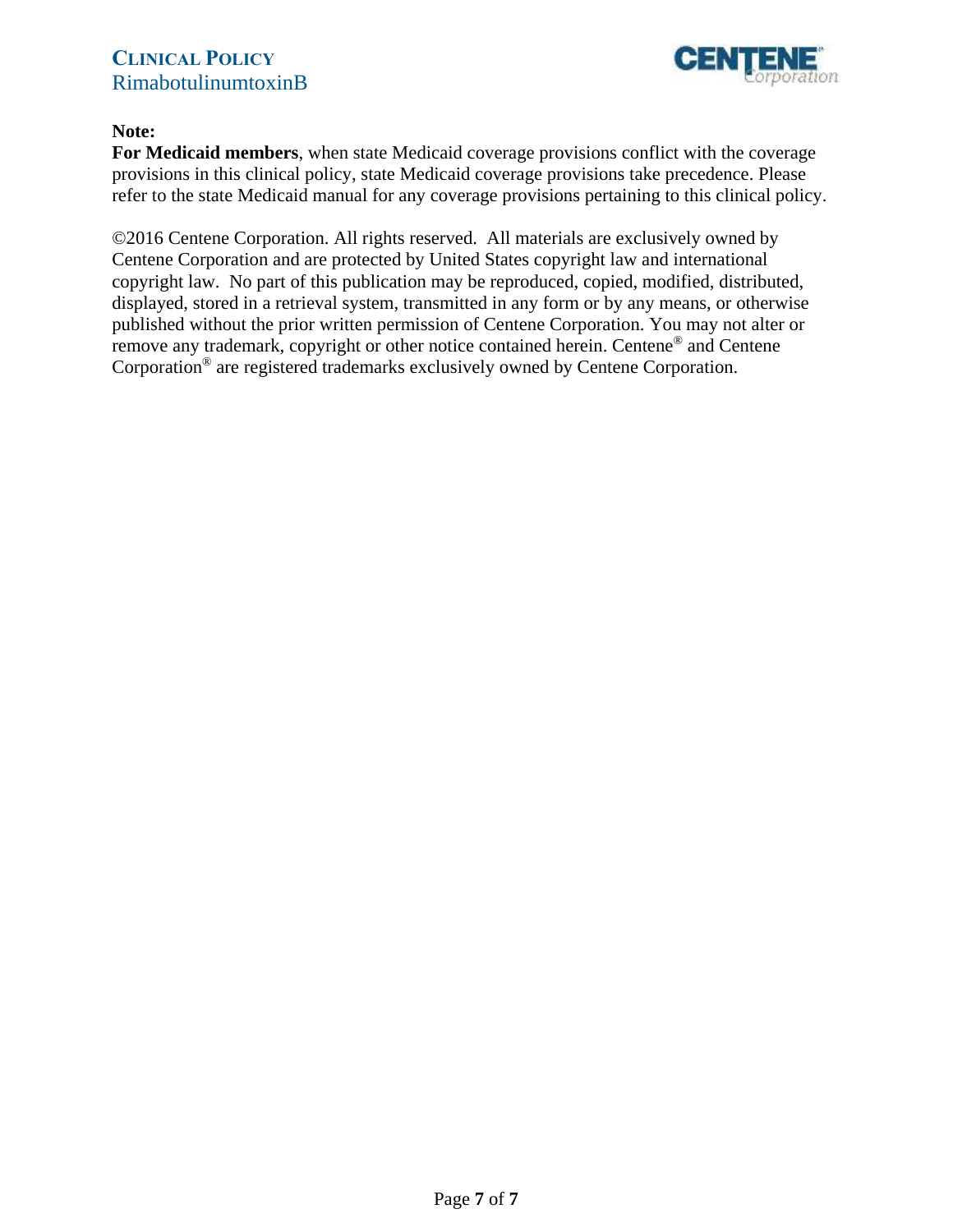**Note:**

**For Medicaid members**, when state Medicaid coverage provisions conflict with the coverage provisions in this clinical policy, state Medicaid coverage provisions take precedence. Please refer to the state Medicaid manual for any coverage provisions pertaining to this clinical policy.

©2016 Centene Corporation. All rights reserved. All materials are exclusively owned by Centene Corporation and are protected by United States copyright law and international copyright law. No part of this publication may be reproduced, copied, modified, distributed, displayed, stored in a retrieval system, transmitted in any form or by any means, or otherwise published without the prior written permission of Centene Corporation. You may not alter or remove any trademark, copyright or other notice contained herein. Centene® and Centene Corporation® are registered trademarks exclusively owned by Centene Corporation.